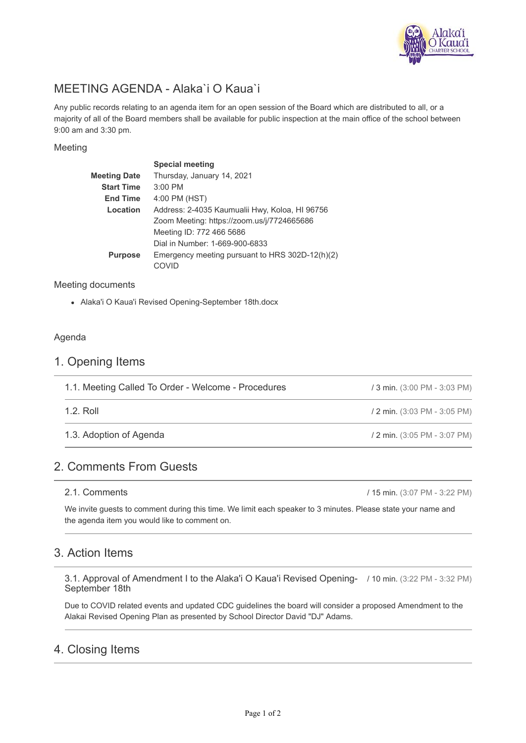# MEETING AGENDA - Alaka`i O Kaua`i

Any public records relating to an agenda item for an open session of the Board which are distributed to all, or a majority of all of the Board members shall be available for public inspection at the main office of the school between 9:00 am and 3:30 pm.

## Meeting

| | **Special meeting** |
|---|---|
| **Meeting Date** | Thursday, January 14, 2021 |
| **Start Time** | 3:00 PM |
| **End Time** | 4:00 PM (HST) |
| **Location** | Address: 2-4035 Kaumualii Hwy, Koloa, HI 96756<br>Zoom Meeting: https://zoom.us/j/7724665686<br>Meeting ID: 772 466 5686<br>Dial in Number: 1-669-900-6833 |
| **Purpose** | Emergency meeting pursuant to HRS 302D-12(h)(2) COVID |

## Meeting documents

- Alaka'i O Kaua'i Revised Opening-September 18th.docx

## Agenda

## 1. Opening Items

### 1.1. Meeting Called To Order - Welcome - Procedures
/ 3 min. (3:00 PM - 3:03 PM)

### 1.2. Roll
/ 2 min. (3:03 PM - 3:05 PM)

### 1.3. Adoption of Agenda
/ 2 min. (3:05 PM - 3:07 PM)

## 2. Comments From Guests

### 2.1. Comments
/ 15 min. (3:07 PM - 3:22 PM)

We invite guests to comment during this time. We limit each speaker to 3 minutes. Please state your name and the agenda item you would like to comment on.

## 3. Action Items

### 3.1. Approval of Amendment I to the Alaka'i O Kaua'i Revised Opening-September 18th
/ 10 min. (3:22 PM - 3:32 PM)

Due to COVID related events and updated CDC guidelines the board will consider a proposed Amendment to the Alakai Revised Opening Plan as presented by School Director David "DJ" Adams.

## 4. Closing Items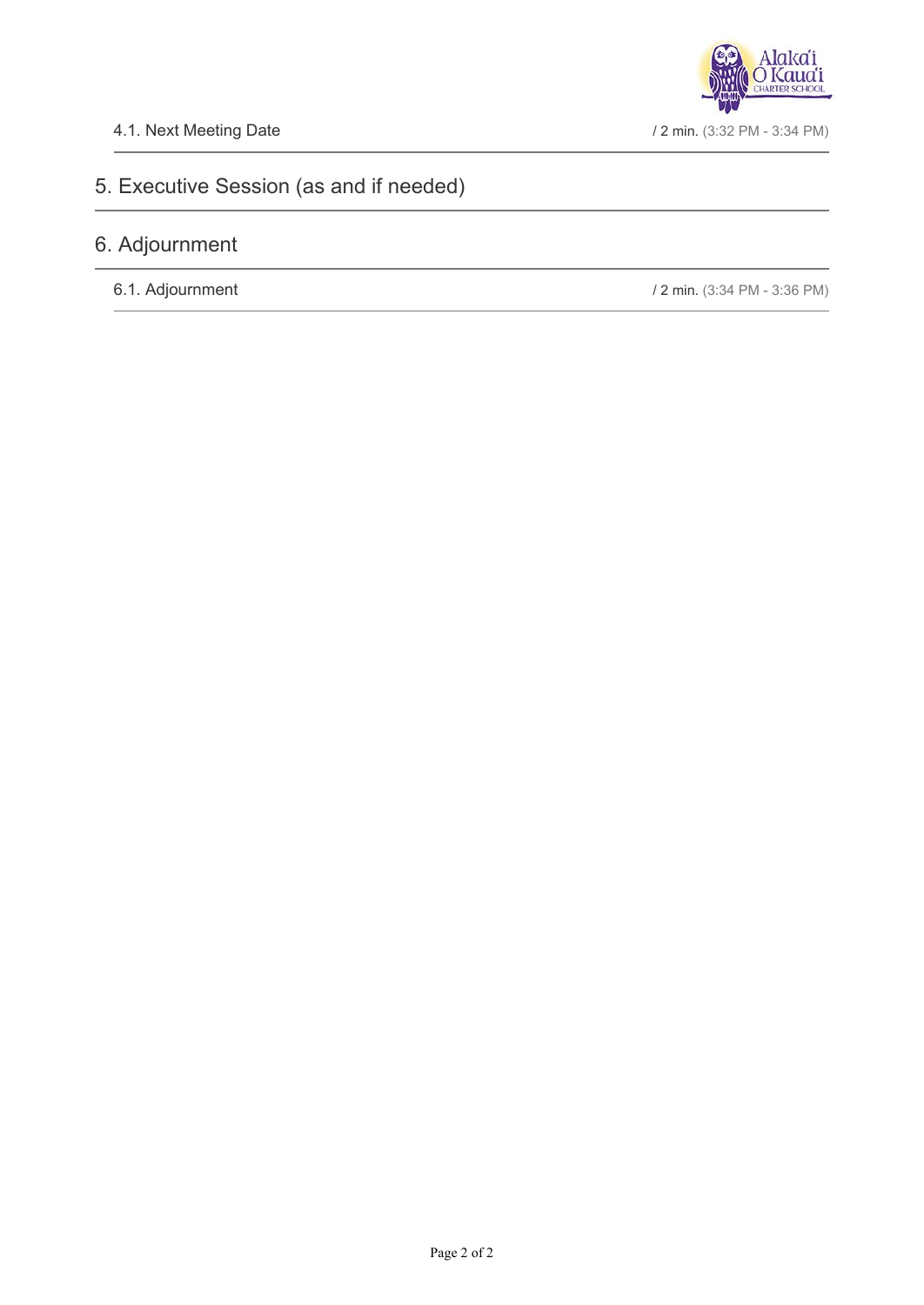### 4.1. Next Meeting Date

/ 2 min. (3:32 PM - 3:34 PM)

## 5. Executive Session (as and if needed)

## 6. Adjournment

### 6.1. Adjournment

/ 2 min. (3:34 PM - 3:36 PM)